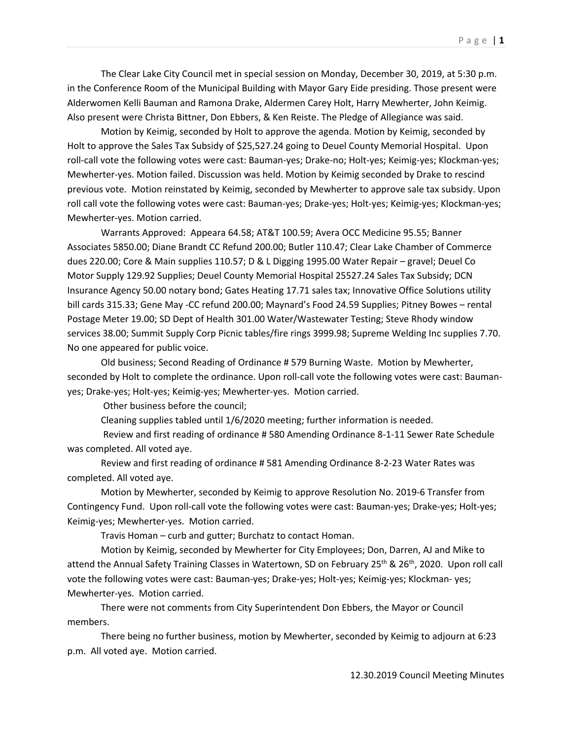The Clear Lake City Council met in special session on Monday, December 30, 2019, at 5:30 p.m. in the Conference Room of the Municipal Building with Mayor Gary Eide presiding. Those present were Alderwomen Kelli Bauman and Ramona Drake, Aldermen Carey Holt, Harry Mewherter, John Keimig. Also present were Christa Bittner, Don Ebbers, & Ken Reiste. The Pledge of Allegiance was said.

Motion by Keimig, seconded by Holt to approve the agenda. Motion by Keimig, seconded by Holt to approve the Sales Tax Subsidy of $25,527.24 going to Deuel County Memorial Hospital. Upon roll-call vote the following votes were cast: Bauman-yes; Drake-no; Holt-yes; Keimig-yes; Klockman-yes; Mewherter-yes. Motion failed. Discussion was held. Motion by Keimig seconded by Drake to rescind previous vote. Motion reinstated by Keimig, seconded by Mewherter to approve sale tax subsidy. Upon roll call vote the following votes were cast: Bauman-yes; Drake-yes; Holt-yes; Keimig-yes; Klockman-yes; Mewherter-yes. Motion carried.

Warrants Approved: Appeara 64.58; AT&T 100.59; Avera OCC Medicine 95.55; Banner Associates 5850.00; Diane Brandt CC Refund 200.00; Butler 110.47; Clear Lake Chamber of Commerce dues 220.00; Core & Main supplies 110.57; D & L Digging 1995.00 Water Repair – gravel; Deuel Co Motor Supply 129.92 Supplies; Deuel County Memorial Hospital 25527.24 Sales Tax Subsidy; DCN Insurance Agency 50.00 notary bond; Gates Heating 17.71 sales tax; Innovative Office Solutions utility bill cards 315.33; Gene May -CC refund 200.00; Maynard's Food 24.59 Supplies; Pitney Bowes – rental Postage Meter 19.00; SD Dept of Health 301.00 Water/Wastewater Testing; Steve Rhody window services 38.00; Summit Supply Corp Picnic tables/fire rings 3999.98; Supreme Welding Inc supplies 7.70. No one appeared for public voice.

Old business; Second Reading of Ordinance # 579 Burning Waste. Motion by Mewherter, seconded by Holt to complete the ordinance. Upon roll-call vote the following votes were cast: Bauman-yes; Drake-yes; Holt-yes; Keimig-yes; Mewherter-yes. Motion carried.

Other business before the council;

Cleaning supplies tabled until 1/6/2020 meeting; further information is needed.

Review and first reading of ordinance # 580 Amending Ordinance 8-1-11 Sewer Rate Schedule was completed. All voted aye.

Review and first reading of ordinance # 581 Amending Ordinance 8-2-23 Water Rates was completed. All voted aye.

Motion by Mewherter, seconded by Keimig to approve Resolution No. 2019-6 Transfer from Contingency Fund. Upon roll-call vote the following votes were cast: Bauman-yes; Drake-yes; Holt-yes; Keimig-yes; Mewherter-yes. Motion carried.

Travis Homan – curb and gutter; Burchatz to contact Homan.

Motion by Keimig, seconded by Mewherter for City Employees; Don, Darren, AJ and Mike to attend the Annual Safety Training Classes in Watertown, SD on February 25th & 26th, 2020. Upon roll call vote the following votes were cast: Bauman-yes; Drake-yes; Holt-yes; Keimig-yes; Klockman- yes; Mewherter-yes. Motion carried.

There were not comments from City Superintendent Don Ebbers, the Mayor or Council members.

There being no further business, motion by Mewherter, seconded by Keimig to adjourn at 6:23 p.m. All voted aye. Motion carried.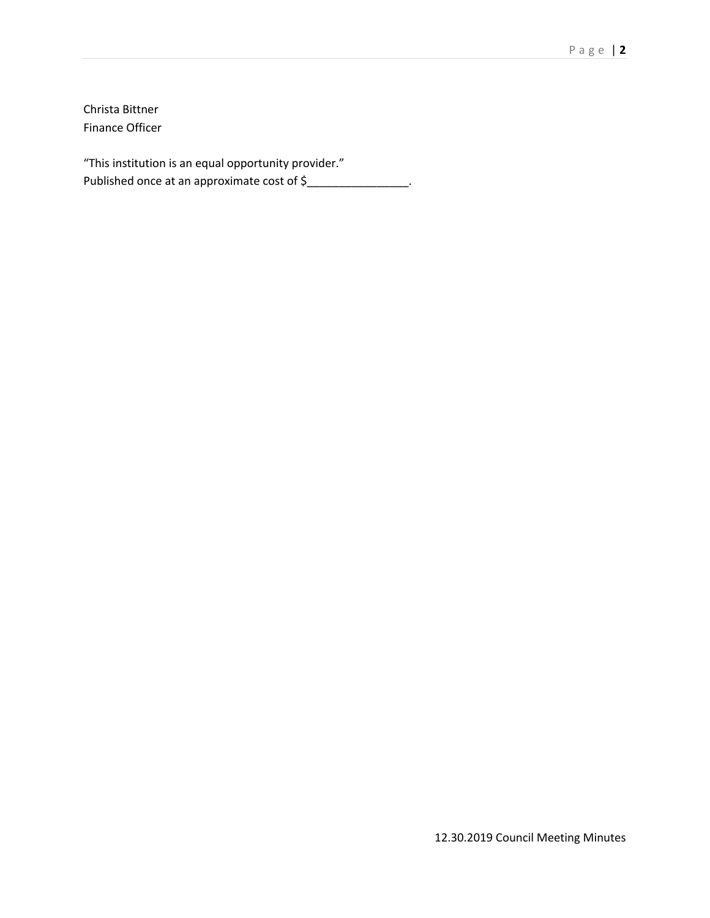Christa Bittner
Finance Officer

"This institution is an equal opportunity provider."
Published once at an approximate cost of $________________.